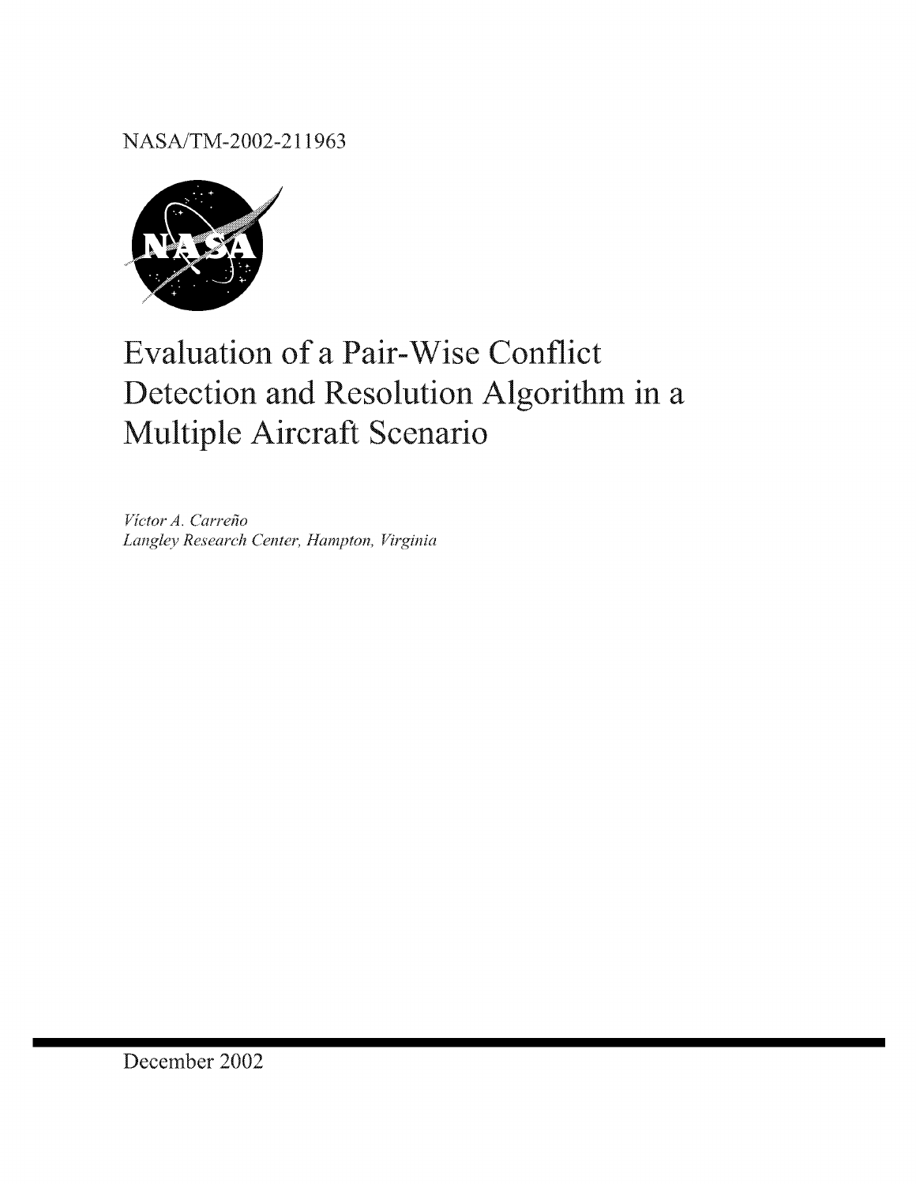NASA/TM-2002-211963

# Evaluation of a Pair-Wise Conflict Detection and Resolution Algorithm in a Multiple Aircraft Scenario

*Víctor A. Carreño*
*Langley Research Center, Hampton, Virginia*

December 2002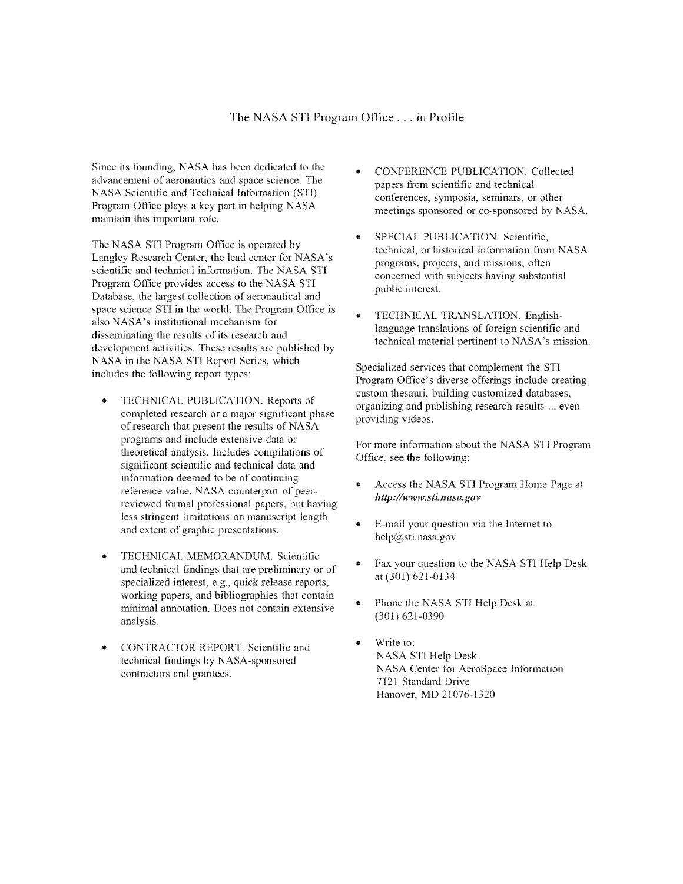# The NASA STI Program Office . . . in Profile

Since its founding, NASA has been dedicated to the advancement of aeronautics and space science. The NASA Scientific and Technical Information (STI) Program Office plays a key part in helping NASA maintain this important role.

The NASA STI Program Office is operated by Langley Research Center, the lead center for NASA's scientific and technical information. The NASA STI Program Office provides access to the NASA STI Database, the largest collection of aeronautical and space science STI in the world. The Program Office is also NASA's institutional mechanism for disseminating the results of its research and development activities. These results are published by NASA in the NASA STI Report Series, which includes the following report types:

- TECHNICAL PUBLICATION. Reports of completed research or a major significant phase of research that present the results of NASA programs and include extensive data or theoretical analysis. Includes compilations of significant scientific and technical data and information deemed to be of continuing reference value. NASA counterpart of peer-reviewed formal professional papers, but having less stringent limitations on manuscript length and extent of graphic presentations.

- TECHNICAL MEMORANDUM. Scientific and technical findings that are preliminary or of specialized interest, e.g., quick release reports, working papers, and bibliographies that contain minimal annotation. Does not contain extensive analysis.

- CONTRACTOR REPORT. Scientific and technical findings by NASA-sponsored contractors and grantees.

- CONFERENCE PUBLICATION. Collected papers from scientific and technical conferences, symposia, seminars, or other meetings sponsored or co-sponsored by NASA.

- SPECIAL PUBLICATION. Scientific, technical, or historical information from NASA programs, projects, and missions, often concerned with subjects having substantial public interest.

- TECHNICAL TRANSLATION. English-language translations of foreign scientific and technical material pertinent to NASA's mission.

Specialized services that complement the STI Program Office's diverse offerings include creating custom thesauri, building customized databases, organizing and publishing research results ... even providing videos.

For more information about the NASA STI Program Office, see the following:

- Access the NASA STI Program Home Page at ***http://www.sti.nasa.gov***

- E-mail your question via the Internet to help@sti.nasa.gov

- Fax your question to the NASA STI Help Desk at (301) 621-0134

- Phone the NASA STI Help Desk at (301) 621-0390

- Write to:
  NASA STI Help Desk
  NASA Center for AeroSpace Information
  7121 Standard Drive
  Hanover, MD 21076-1320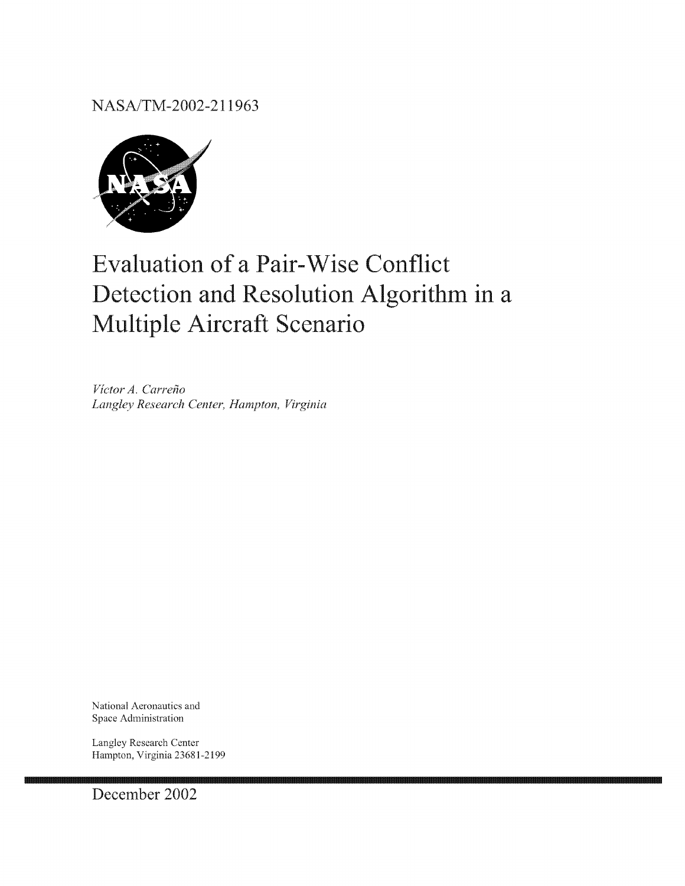NASA/TM-2002-211963

# Evaluation of a Pair-Wise Conflict Detection and Resolution Algorithm in a Multiple Aircraft Scenario

*Víctor A. Carreño*
*Langley Research Center, Hampton, Virginia*

National Aeronautics and
Space Administration

Langley Research Center
Hampton, Virginia 23681-2199

December 2002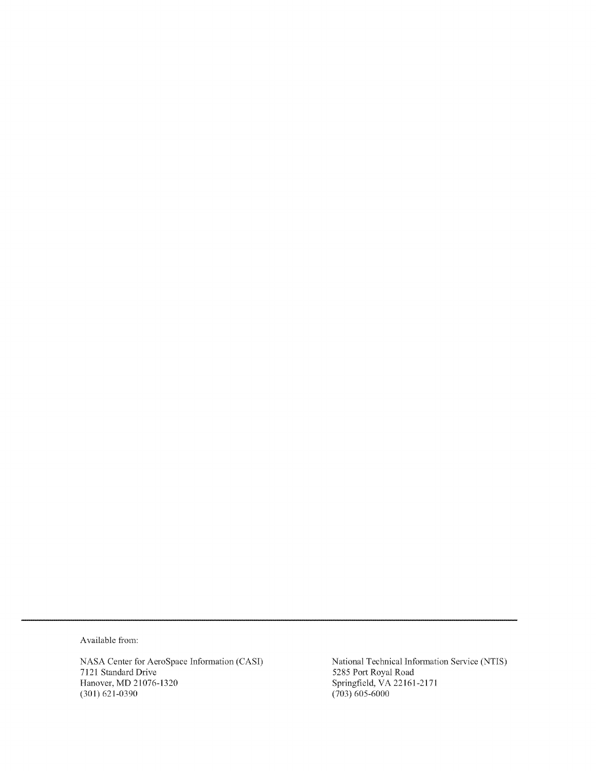Available from:

NASA Center for AeroSpace Information (CASI)
7121 Standard Drive
Hanover, MD 21076-1320
(301) 621-0390

National Technical Information Service (NTIS)
5285 Port Royal Road
Springfield, VA 22161-2171
(703) 605-6000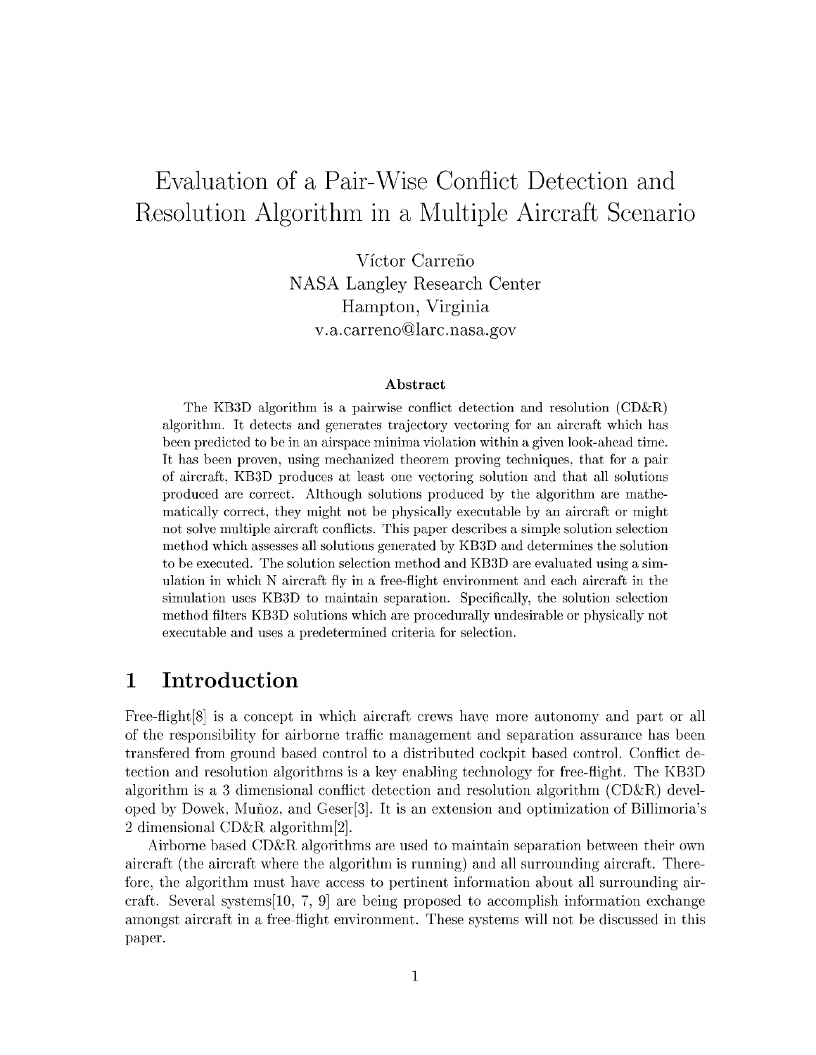# Evaluation of a Pair-Wise Conflict Detection and Resolution Algorithm in a Multiple Aircraft Scenario

Víctor Carreño
NASA Langley Research Center
Hampton, Virginia
v.a.carreno@larc.nasa.gov

### Abstract

The KB3D algorithm is a pairwise conflict detection and resolution (CD&R) algorithm. It detects and generates trajectory vectoring for an aircraft which has been predicted to be in an airspace minima violation within a given look-ahead time. It has been proven, using mechanized theorem proving techniques, that for a pair of aircraft, KB3D produces at least one vectoring solution and that all solutions produced are correct. Although solutions produced by the algorithm are mathematically correct, they might not be physically executable by an aircraft or might not solve multiple aircraft conflicts. This paper describes a simple solution selection method which assesses all solutions generated by KB3D and determines the solution to be executed. The solution selection method and KB3D are evaluated using a simulation in which N aircraft fly in a free-flight environment and each aircraft in the simulation uses KB3D to maintain separation. Specifically, the solution selection method filters KB3D solutions which are procedurally undesirable or physically not executable and uses a predetermined criteria for selection.

## 1 Introduction

Free-flight[8] is a concept in which aircraft crews have more autonomy and part or all of the responsibility for airborne traffic management and separation assurance has been transfered from ground based control to a distributed cockpit based control. Conflict detection and resolution algorithms is a key enabling technology for free-flight. The KB3D algorithm is a 3 dimensional conflict detection and resolution algorithm (CD&R) developed by Dowek, Muñoz, and Geser[3]. It is an extension and optimization of Billimoria's 2 dimensional CD&R algorithm[2].

Airborne based CD&R algorithms are used to maintain separation between their own aircraft (the aircraft where the algorithm is running) and all surrounding aircraft. Therefore, the algorithm must have access to pertinent information about all surrounding aircraft. Several systems[10, 7, 9] are being proposed to accomplish information exchange amongst aircraft in a free-flight environment. These systems will not be discussed in this paper.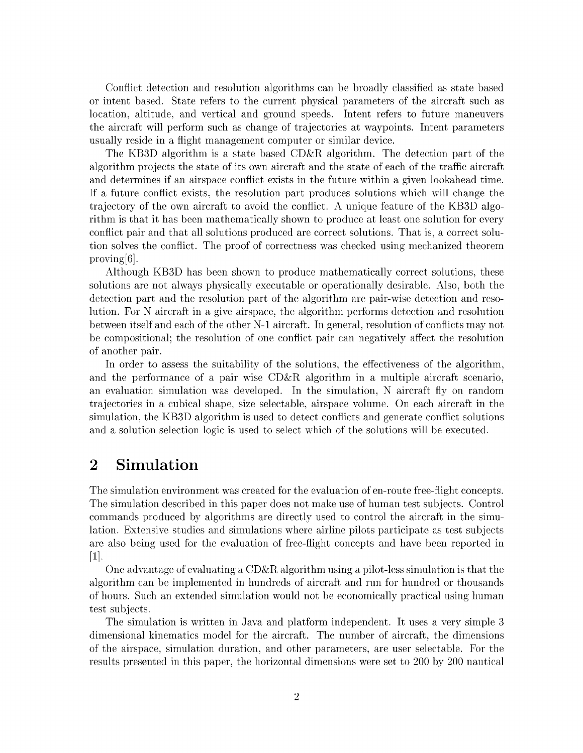Conflict detection and resolution algorithms can be broadly classified as state based or intent based. State refers to the current physical parameters of the aircraft such as location, altitude, and vertical and ground speeds. Intent refers to future maneuvers the aircraft will perform such as change of trajectories at waypoints. Intent parameters usually reside in a flight management computer or similar device.

The KB3D algorithm is a state based CD&R algorithm. The detection part of the algorithm projects the state of its own aircraft and the state of each of the traffic aircraft and determines if an airspace conflict exists in the future within a given lookahead time. If a future conflict exists, the resolution part produces solutions which will change the trajectory of the own aircraft to avoid the conflict. A unique feature of the KB3D algorithm is that it has been mathematically shown to produce at least one solution for every conflict pair and that all solutions produced are correct solutions. That is, a correct solution solves the conflict. The proof of correctness was checked using mechanized theorem proving[6].

Although KB3D has been shown to produce mathematically correct solutions, these solutions are not always physically executable or operationally desirable. Also, both the detection part and the resolution part of the algorithm are pair-wise detection and resolution. For N aircraft in a give airspace, the algorithm performs detection and resolution between itself and each of the other N-1 aircraft. In general, resolution of conflicts may not be compositional; the resolution of one conflict pair can negatively affect the resolution of another pair.

In order to assess the suitability of the solutions, the effectiveness of the algorithm, and the performance of a pair wise CD&R algorithm in a multiple aircraft scenario, an evaluation simulation was developed. In the simulation, N aircraft fly on random trajectories in a cubical shape, size selectable, airspace volume. On each aircraft in the simulation, the KB3D algorithm is used to detect conflicts and generate conflict solutions and a solution selection logic is used to select which of the solutions will be executed.

## 2 Simulation

The simulation environment was created for the evaluation of en-route free-flight concepts. The simulation described in this paper does not make use of human test subjects. Control commands produced by algorithms are directly used to control the aircraft in the simulation. Extensive studies and simulations where airline pilots participate as test subjects are also being used for the evaluation of free-flight concepts and have been reported in [1].

One advantage of evaluating a CD&R algorithm using a pilot-less simulation is that the algorithm can be implemented in hundreds of aircraft and run for hundred or thousands of hours. Such an extended simulation would not be economically practical using human test subjects.

The simulation is written in Java and platform independent. It uses a very simple 3 dimensional kinematics model for the aircraft. The number of aircraft, the dimensions of the airspace, simulation duration, and other parameters, are user selectable. For the results presented in this paper, the horizontal dimensions were set to 200 by 200 nautical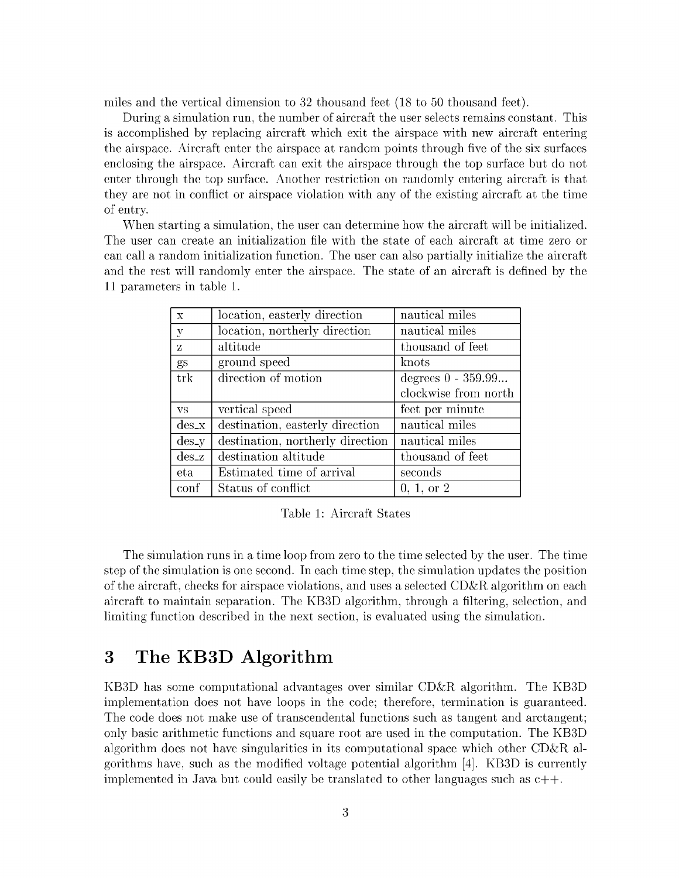miles and the vertical dimension to 32 thousand feet (18 to 50 thousand feet).

During a simulation run, the number of aircraft the user selects remains constant. This is accomplished by replacing aircraft which exit the airspace with new aircraft entering the airspace. Aircraft enter the airspace at random points through five of the six surfaces enclosing the airspace. Aircraft can exit the airspace through the top surface but do not enter through the top surface. Another restriction on randomly entering aircraft is that they are not in conflict or airspace violation with any of the existing aircraft at the time of entry.

When starting a simulation, the user can determine how the aircraft will be initialized. The user can create an initialization file with the state of each aircraft at time zero or can call a random initialization function. The user can also partially initialize the aircraft and the rest will randomly enter the airspace. The state of an aircraft is defined by the 11 parameters in table 1.

| | | |
|---|---|---|
| x | location, easterly direction | nautical miles |
| y | location, northerly direction | nautical miles |
| z | altitude | thousand of feet |
| gs | ground speed | knots |
| trk | direction of motion | degrees 0 - 359.99... clockwise from north |
| vs | vertical speed | feet per minute |
| des_x | destination, easterly direction | nautical miles |
| des_y | destination, northerly direction | nautical miles |
| des_z | destination altitude | thousand of feet |
| eta | Estimated time of arrival | seconds |
| conf | Status of conflict | 0, 1, or 2 |

Table 1: Aircraft States

The simulation runs in a time loop from zero to the time selected by the user. The time step of the simulation is one second. In each time step, the simulation updates the position of the aircraft, checks for airspace violations, and uses a selected CD&R algorithm on each aircraft to maintain separation. The KB3D algorithm, through a filtering, selection, and limiting function described in the next section, is evaluated using the simulation.

# 3 The KB3D Algorithm

KB3D has some computational advantages over similar CD&R algorithm. The KB3D implementation does not have loops in the code; therefore, termination is guaranteed. The code does not make use of transcendental functions such as tangent and arctangent; only basic arithmetic functions and square root are used in the computation. The KB3D algorithm does not have singularities in its computational space which other CD&R algorithms have, such as the modified voltage potential algorithm [4]. KB3D is currently implemented in Java but could easily be translated to other languages such as c++.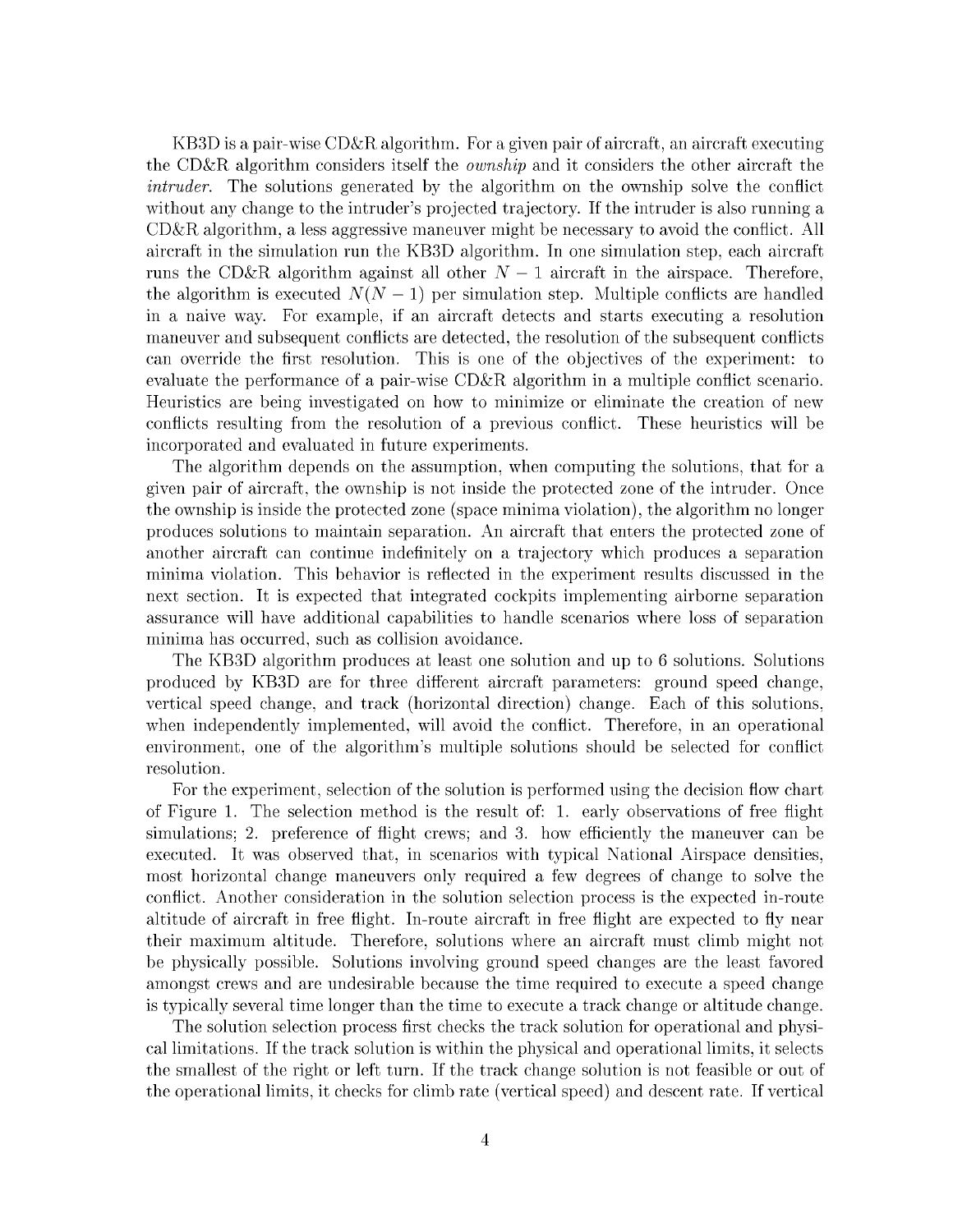KB3D is a pair-wise CD&R algorithm. For a given pair of aircraft, an aircraft executing the CD&R algorithm considers itself the *ownship* and it considers the other aircraft the *intruder*. The solutions generated by the algorithm on the ownship solve the conflict without any change to the intruder's projected trajectory. If the intruder is also running a CD&R algorithm, a less aggressive maneuver might be necessary to avoid the conflict. All aircraft in the simulation run the KB3D algorithm. In one simulation step, each aircraft runs the CD&R algorithm against all other $N-1$ aircraft in the airspace. Therefore, the algorithm is executed $N(N-1)$ per simulation step. Multiple conflicts are handled in a naive way. For example, if an aircraft detects and starts executing a resolution maneuver and subsequent conflicts are detected, the resolution of the subsequent conflicts can override the first resolution. This is one of the objectives of the experiment: to evaluate the performance of a pair-wise CD&R algorithm in a multiple conflict scenario. Heuristics are being investigated on how to minimize or eliminate the creation of new conflicts resulting from the resolution of a previous conflict. These heuristics will be incorporated and evaluated in future experiments.

The algorithm depends on the assumption, when computing the solutions, that for a given pair of aircraft, the ownship is not inside the protected zone of the intruder. Once the ownship is inside the protected zone (space minima violation), the algorithm no longer produces solutions to maintain separation. An aircraft that enters the protected zone of another aircraft can continue indefinitely on a trajectory which produces a separation minima violation. This behavior is reflected in the experiment results discussed in the next section. It is expected that integrated cockpits implementing airborne separation assurance will have additional capabilities to handle scenarios where loss of separation minima has occurred, such as collision avoidance.

The KB3D algorithm produces at least one solution and up to 6 solutions. Solutions produced by KB3D are for three different aircraft parameters: ground speed change, vertical speed change, and track (horizontal direction) change. Each of this solutions, when independently implemented, will avoid the conflict. Therefore, in an operational environment, one of the algorithm's multiple solutions should be selected for conflict resolution.

For the experiment, selection of the solution is performed using the decision flow chart of Figure 1. The selection method is the result of: 1. early observations of free flight simulations; 2. preference of flight crews; and 3. how efficiently the maneuver can be executed. It was observed that, in scenarios with typical National Airspace densities, most horizontal change maneuvers only required a few degrees of change to solve the conflict. Another consideration in the solution selection process is the expected in-route altitude of aircraft in free flight. In-route aircraft in free flight are expected to fly near their maximum altitude. Therefore, solutions where an aircraft must climb might not be physically possible. Solutions involving ground speed changes are the least favored amongst crews and are undesirable because the time required to execute a speed change is typically several time longer than the time to execute a track change or altitude change.

The solution selection process first checks the track solution for operational and physical limitations. If the track solution is within the physical and operational limits, it selects the smallest of the right or left turn. If the track change solution is not feasible or out of the operational limits, it checks for climb rate (vertical speed) and descent rate. If vertical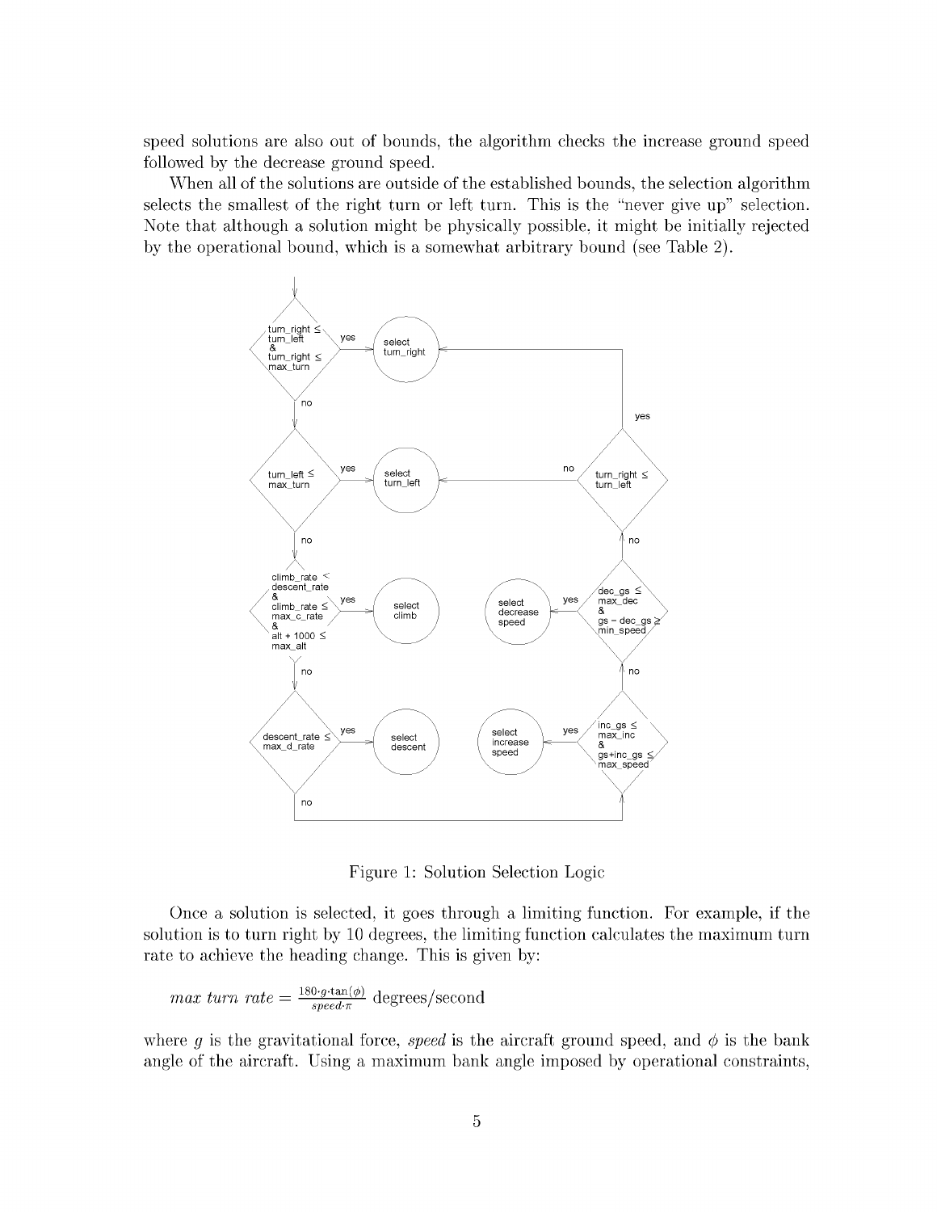speed solutions are also out of bounds, the algorithm checks the increase ground speed followed by the decrease ground speed.

When all of the solutions are outside of the established bounds, the selection algorithm selects the smallest of the right turn or left turn. This is the "never give up" selection. Note that although a solution might be physically possible, it might be initially rejected by the operational bound, which is a somewhat arbitrary bound (see Table 2).

Figure 1: Solution Selection Logic

Once a solution is selected, it goes through a limiting function. For example, if the solution is to turn right by 10 degrees, the limiting function calculates the maximum turn rate to achieve the heading change. This is given by:

$max\ turn\ rate = \frac{180 \cdot g \cdot \tan(\phi)}{speed \cdot \pi}$ degrees/second

where $g$ is the gravitational force, *speed* is the aircraft ground speed, and $\phi$ is the bank angle of the aircraft. Using a maximum bank angle imposed by operational constraints,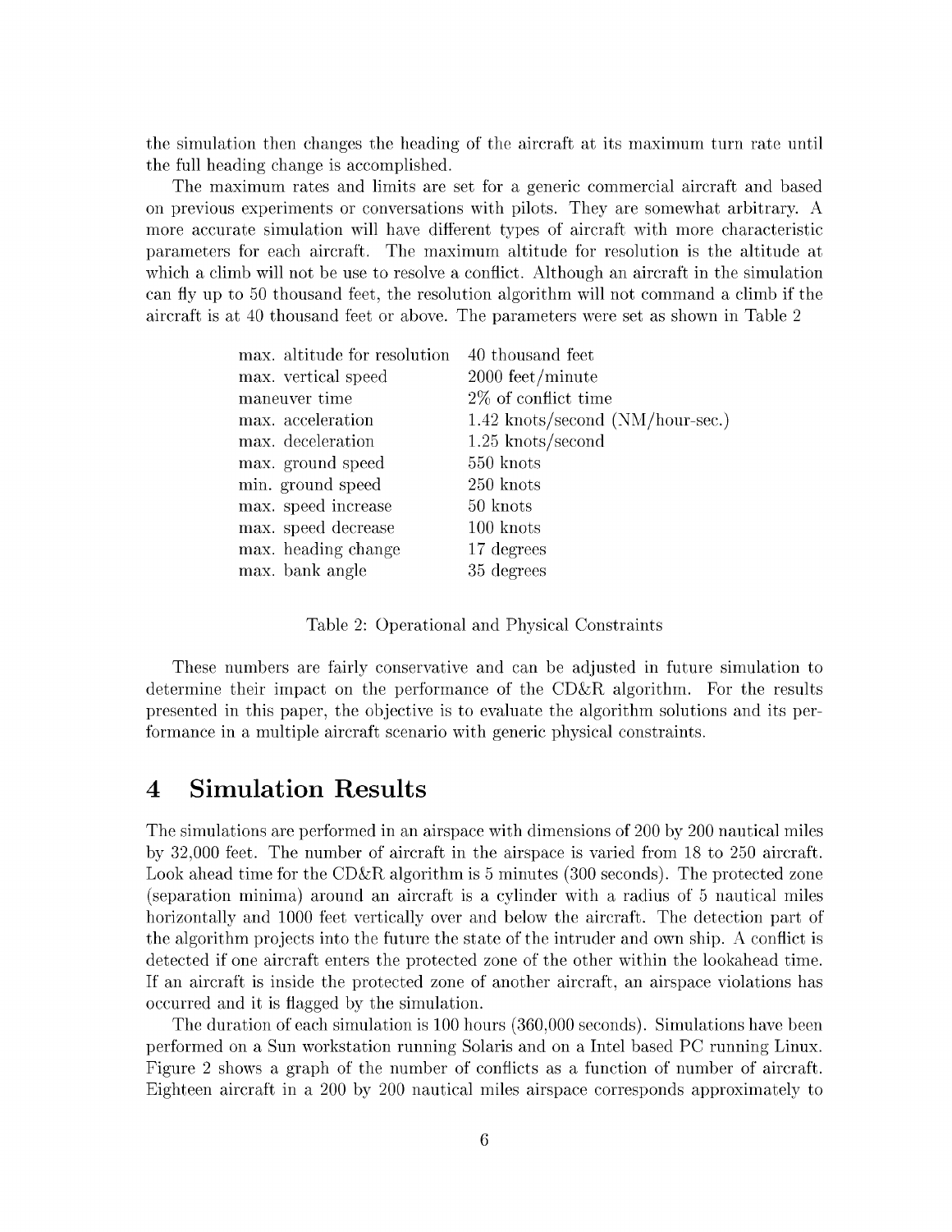the simulation then changes the heading of the aircraft at its maximum turn rate until the full heading change is accomplished.

The maximum rates and limits are set for a generic commercial aircraft and based on previous experiments or conversations with pilots. They are somewhat arbitrary. A more accurate simulation will have different types of aircraft with more characteristic parameters for each aircraft. The maximum altitude for resolution is the altitude at which a climb will not be use to resolve a conflict. Although an aircraft in the simulation can fly up to 50 thousand feet, the resolution algorithm will not command a climb if the aircraft is at 40 thousand feet or above. The parameters were set as shown in Table 2

| | |
|---|---|
| max. altitude for resolution | 40 thousand feet |
| max. vertical speed | 2000 feet/minute |
| maneuver time | 2% of conflict time |
| max. acceleration | 1.42 knots/second (NM/hour-sec.) |
| max. deceleration | 1.25 knots/second |
| max. ground speed | 550 knots |
| min. ground speed | 250 knots |
| max. speed increase | 50 knots |
| max. speed decrease | 100 knots |
| max. heading change | 17 degrees |
| max. bank angle | 35 degrees |

Table 2: Operational and Physical Constraints

These numbers are fairly conservative and can be adjusted in future simulation to determine their impact on the performance of the CD&R algorithm. For the results presented in this paper, the objective is to evaluate the algorithm solutions and its performance in a multiple aircraft scenario with generic physical constraints.

# 4 Simulation Results

The simulations are performed in an airspace with dimensions of 200 by 200 nautical miles by 32,000 feet. The number of aircraft in the airspace is varied from 18 to 250 aircraft. Look ahead time for the CD&R algorithm is 5 minutes (300 seconds). The protected zone (separation minima) around an aircraft is a cylinder with a radius of 5 nautical miles horizontally and 1000 feet vertically over and below the aircraft. The detection part of the algorithm projects into the future the state of the intruder and own ship. A conflict is detected if one aircraft enters the protected zone of the other within the lookahead time. If an aircraft is inside the protected zone of another aircraft, an airspace violations has occurred and it is flagged by the simulation.

The duration of each simulation is 100 hours (360,000 seconds). Simulations have been performed on a Sun workstation running Solaris and on a Intel based PC running Linux. Figure 2 shows a graph of the number of conflicts as a function of number of aircraft. Eighteen aircraft in a 200 by 200 nautical miles airspace corresponds approximately to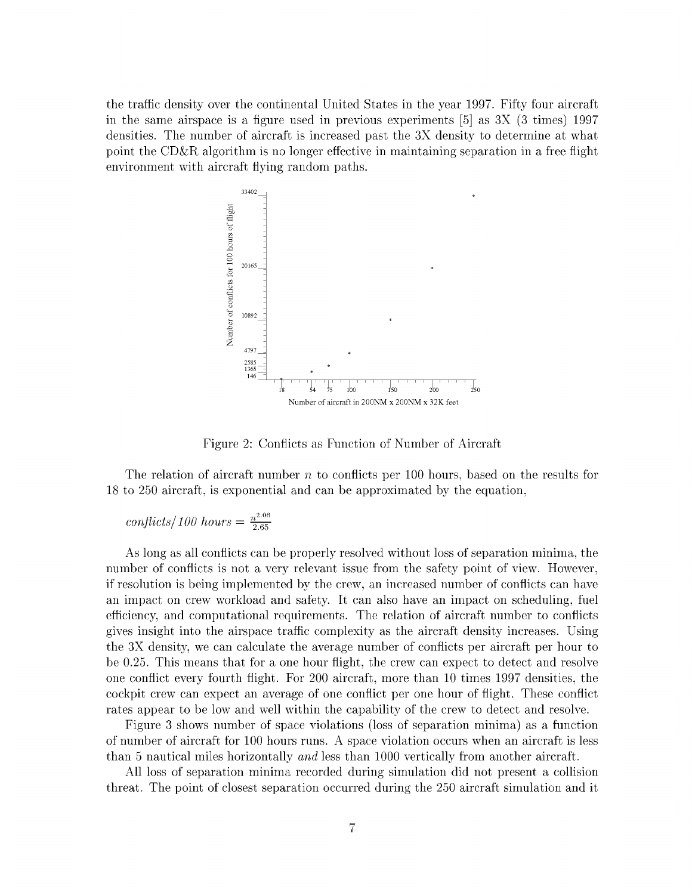the traffic density over the continental United States in the year 1997. Fifty four aircraft in the same airspace is a figure used in previous experiments [5] as 3X (3 times) 1997 densities. The number of aircraft is increased past the 3X density to determine at what point the CD&R algorithm is no longer effective in maintaining separation in a free flight environment with aircraft flying random paths.

Figure 2: Conflicts as Function of Number of Aircraft

The relation of aircraft number $n$ to conflicts per 100 hours, based on the results for 18 to 250 aircraft, is exponential and can be approximated by the equation,

$$\textit{conflicts/ 100 hours} = \frac{n^{2.06}}{2.65}$$

As long as all conflicts can be properly resolved without loss of separation minima, the number of conflicts is not a very relevant issue from the safety point of view. However, if resolution is being implemented by the crew, an increased number of conflicts can have an impact on crew workload and safety. It can also have an impact on scheduling, fuel efficiency, and computational requirements. The relation of aircraft number to conflicts gives insight into the airspace traffic complexity as the aircraft density increases. Using the 3X density, we can calculate the average number of conflicts per aircraft per hour to be 0.25. This means that for a one hour flight, the crew can expect to detect and resolve one conflict every fourth flight. For 200 aircraft, more than 10 times 1997 densities, the cockpit crew can expect an average of one conflict per one hour of flight. These conflict rates appear to be low and well within the capability of the crew to detect and resolve.

Figure 3 shows number of space violations (loss of separation minima) as a function of number of aircraft for 100 hours runs. A space violation occurs when an aircraft is less than 5 nautical miles horizontally *and* less than 1000 vertically from another aircraft.

All loss of separation minima recorded during simulation did not present a collision threat. The point of closest separation occurred during the 250 aircraft simulation and it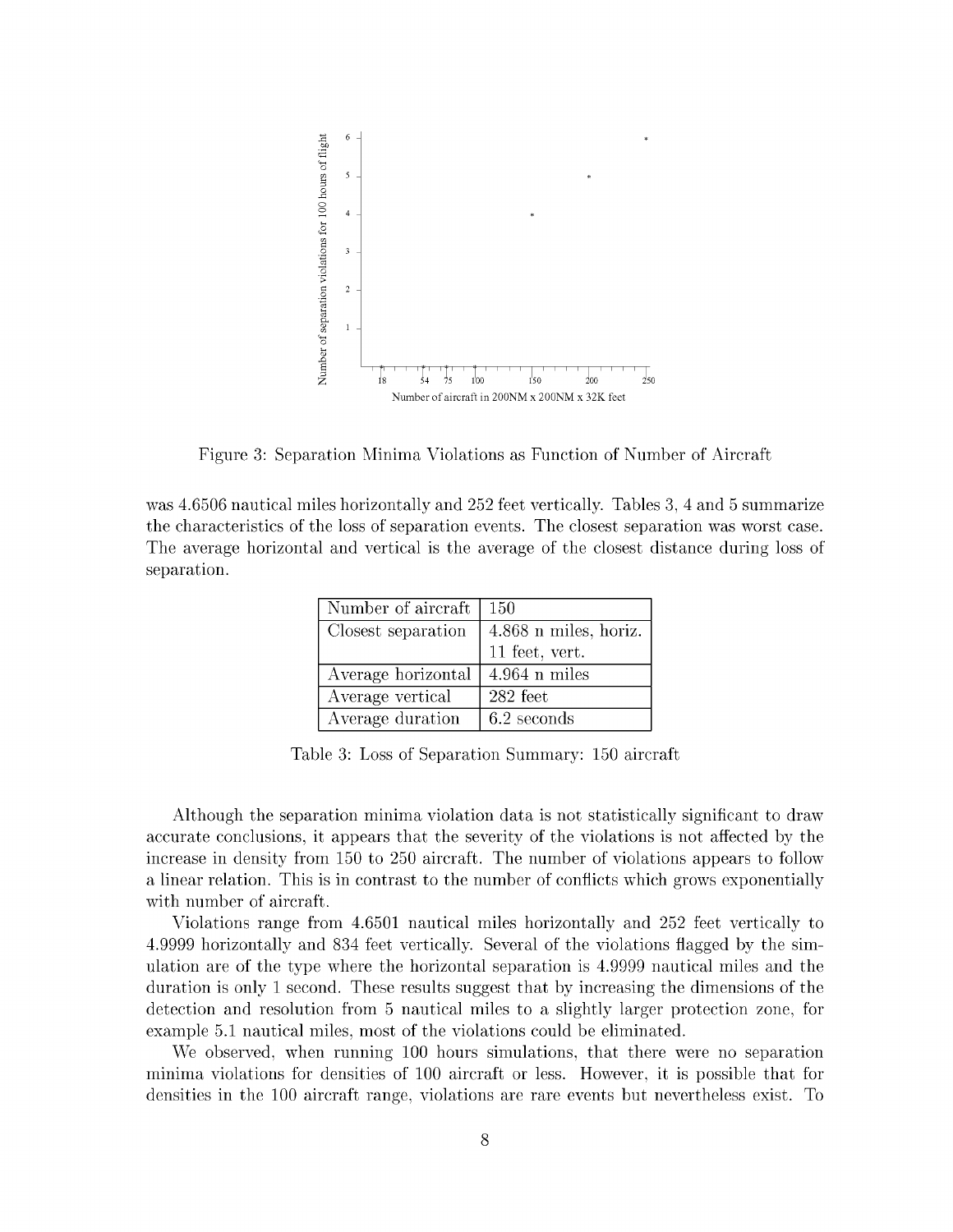Figure 3: Separation Minima Violations as Function of Number of Aircraft

was 4.6506 nautical miles horizontally and 252 feet vertically. Tables 3, 4 and 5 summarize the characteristics of the loss of separation events. The closest separation was worst case. The average horizontal and vertical is the average of the closest distance during loss of separation.

| Number of aircraft | 150 |
|---|---|
| Closest separation | 4.868 n miles, horiz. 11 feet, vert. |
| Average horizontal | 4.964 n miles |
| Average vertical | 282 feet |
| Average duration | 6.2 seconds |

Table 3: Loss of Separation Summary: 150 aircraft

Although the separation minima violation data is not statistically significant to draw accurate conclusions, it appears that the severity of the violations is not affected by the increase in density from 150 to 250 aircraft. The number of violations appears to follow a linear relation. This is in contrast to the number of conflicts which grows exponentially with number of aircraft.

Violations range from 4.6501 nautical miles horizontally and 252 feet vertically to 4.9999 horizontally and 834 feet vertically. Several of the violations flagged by the simulation are of the type where the horizontal separation is 4.9999 nautical miles and the duration is only 1 second. These results suggest that by increasing the dimensions of the detection and resolution from 5 nautical miles to a slightly larger protection zone, for example 5.1 nautical miles, most of the violations could be eliminated.

We observed, when running 100 hours simulations, that there were no separation minima violations for densities of 100 aircraft or less. However, it is possible that for densities in the 100 aircraft range, violations are rare events but nevertheless exist. To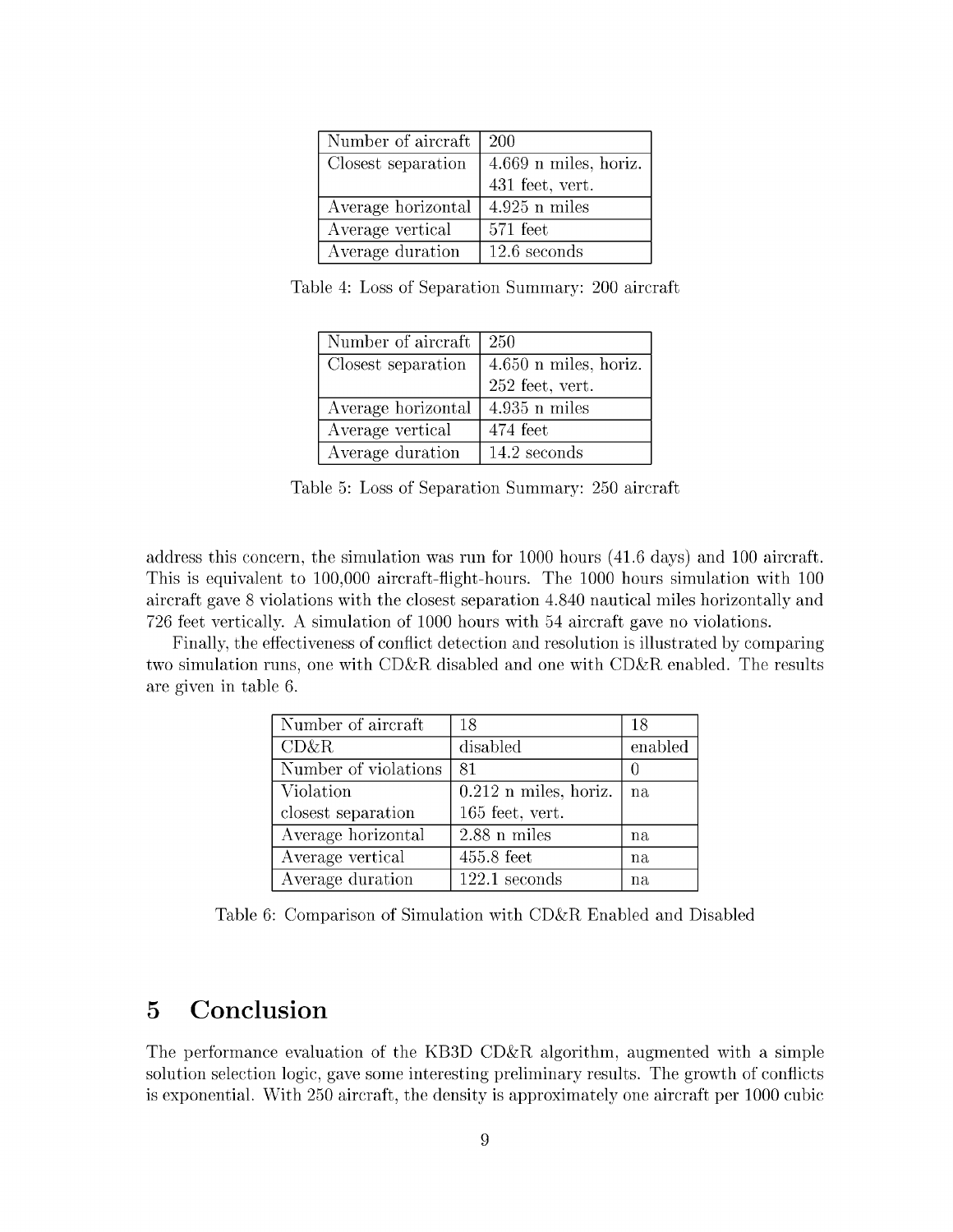| Number of aircraft | 200 |
|---|---|
| Closest separation | 4.669 n miles, horiz. 431 feet, vert. |
| Average horizontal | 4.925 n miles |
| Average vertical | 571 feet |
| Average duration | 12.6 seconds |

Table 4: Loss of Separation Summary: 200 aircraft

| Number of aircraft | 250 |
|---|---|
| Closest separation | 4.650 n miles, horiz. 252 feet, vert. |
| Average horizontal | 4.935 n miles |
| Average vertical | 474 feet |
| Average duration | 14.2 seconds |

Table 5: Loss of Separation Summary: 250 aircraft

address this concern, the simulation was run for 1000 hours (41.6 days) and 100 aircraft. This is equivalent to 100,000 aircraft-flight-hours. The 1000 hours simulation with 100 aircraft gave 8 violations with the closest separation 4.840 nautical miles horizontally and 726 feet vertically. A simulation of 1000 hours with 54 aircraft gave no violations.

Finally, the effectiveness of conflict detection and resolution is illustrated by comparing two simulation runs, one with CD&R disabled and one with CD&R enabled. The results are given in table 6.

| Number of aircraft | 18 | 18 |
|---|---|---|
| CD&R | disabled | enabled |
| Number of violations | 81 | 0 |
| Violation closest separation | 0.212 n miles, horiz. 165 feet, vert. | na |
| Average horizontal | 2.88 n miles | na |
| Average vertical | 455.8 feet | na |
| Average duration | 122.1 seconds | na |

Table 6: Comparison of Simulation with CD&R Enabled and Disabled

# 5 Conclusion

The performance evaluation of the KB3D CD&R algorithm, augmented with a simple solution selection logic, gave some interesting preliminary results. The growth of conflicts is exponential. With 250 aircraft, the density is approximately one aircraft per 1000 cubic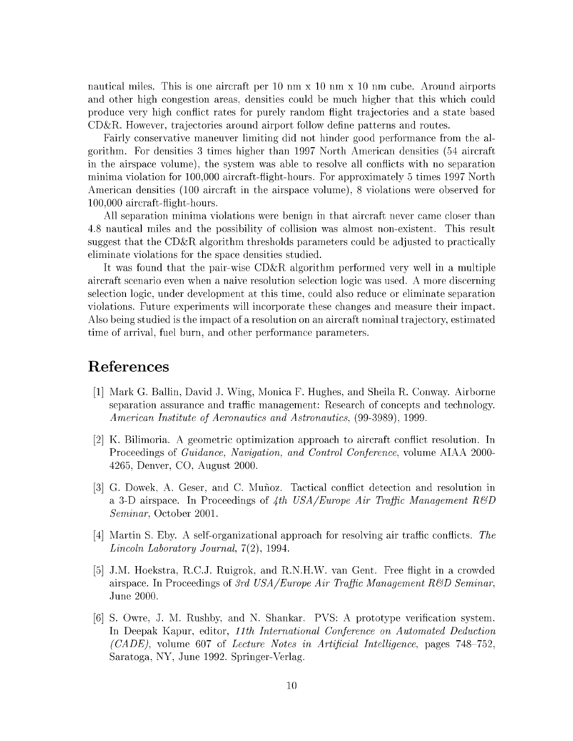nautical miles. This is one aircraft per 10 nm x 10 nm x 10 nm cube. Around airports and other high congestion areas, densities could be much higher that this which could produce very high conflict rates for purely random flight trajectories and a state based CD&R. However, trajectories around airport follow define patterns and routes.

Fairly conservative maneuver limiting did not hinder good performance from the algorithm. For densities 3 times higher than 1997 North American densities (54 aircraft in the airspace volume), the system was able to resolve all conflicts with no separation minima violation for 100,000 aircraft-flight-hours. For approximately 5 times 1997 North American densities (100 aircraft in the airspace volume), 8 violations were observed for 100,000 aircraft-flight-hours.

All separation minima violations were benign in that aircraft never came closer than 4.8 nautical miles and the possibility of collision was almost non-existent. This result suggest that the CD&R algorithm thresholds parameters could be adjusted to practically eliminate violations for the space densities studied.

It was found that the pair-wise CD&R algorithm performed very well in a multiple aircraft scenario even when a naive resolution selection logic was used. A more discerning selection logic, under development at this time, could also reduce or eliminate separation violations. Future experiments will incorporate these changes and measure their impact. Also being studied is the impact of a resolution on an aircraft nominal trajectory, estimated time of arrival, fuel burn, and other performance parameters.

# References

[1] Mark G. Ballin, David J. Wing, Monica F. Hughes, and Sheila R. Conway. Airborne separation assurance and traffic management: Research of concepts and technology. *American Institute of Aeronautics and Astronautics*, (99-3989), 1999.

[2] K. Bilimoria. A geometric optimization approach to aircraft conflict resolution. In Proceedings of *Guidance, Navigation, and Control Conference*, volume AIAA 2000-4265, Denver, CO, August 2000.

[3] G. Dowek, A. Geser, and C. Muñoz. Tactical conflict detection and resolution in a 3-D airspace. In Proceedings of *4th USA/Europe Air Traffic Management R&D Seminar*, October 2001.

[4] Martin S. Eby. A self-organizational approach for resolving air traffic conflicts. *The Lincoln Laboratory Journal*, 7(2), 1994.

[5] J.M. Hoekstra, R.C.J. Ruigrok, and R.N.H.W. van Gent. Free flight in a crowded airspace. In Proceedings of *3rd USA/Europe Air Traffic Management R&D Seminar*, June 2000.

[6] S. Owre, J. M. Rushby, and N. Shankar. PVS: A prototype verification system. In Deepak Kapur, editor, *11th International Conference on Automated Deduction (CADE)*, volume 607 of *Lecture Notes in Artificial Intelligence*, pages 748–752, Saratoga, NY, June 1992. Springer-Verlag.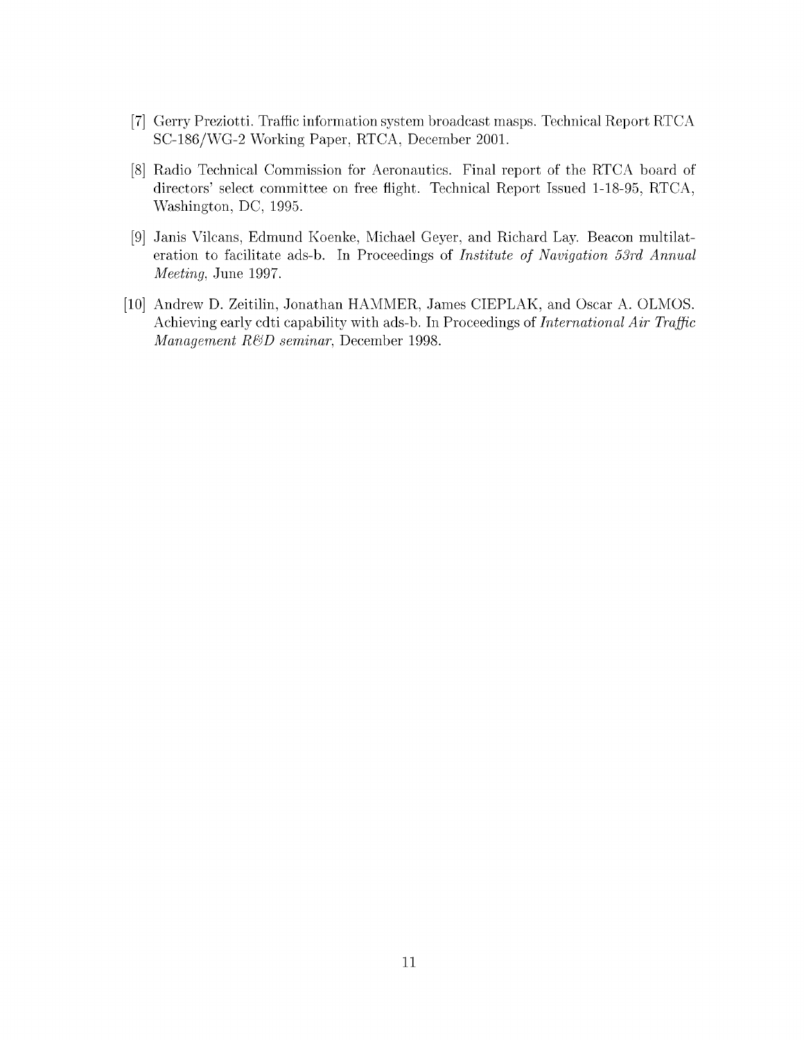[7] Gerry Preziotti. Traffic information system broadcast masps. Technical Report RTCA SC-186/WG-2 Working Paper, RTCA, December 2001.

[8] Radio Technical Commission for Aeronautics. Final report of the RTCA board of directors' select committee on free flight. Technical Report Issued 1-18-95, RTCA, Washington, DC, 1995.

[9] Janis Vilcans, Edmund Koenke, Michael Geyer, and Richard Lay. Beacon multilateration to facilitate ads-b. In Proceedings of *Institute of Navigation 53rd Annual Meeting*, June 1997.

[10] Andrew D. Zeitilin, Jonathan HAMMER, James CIEPLAK, and Oscar A. OLMOS. Achieving early cdti capability with ads-b. In Proceedings of *International Air Traffic Management R&D seminar*, December 1998.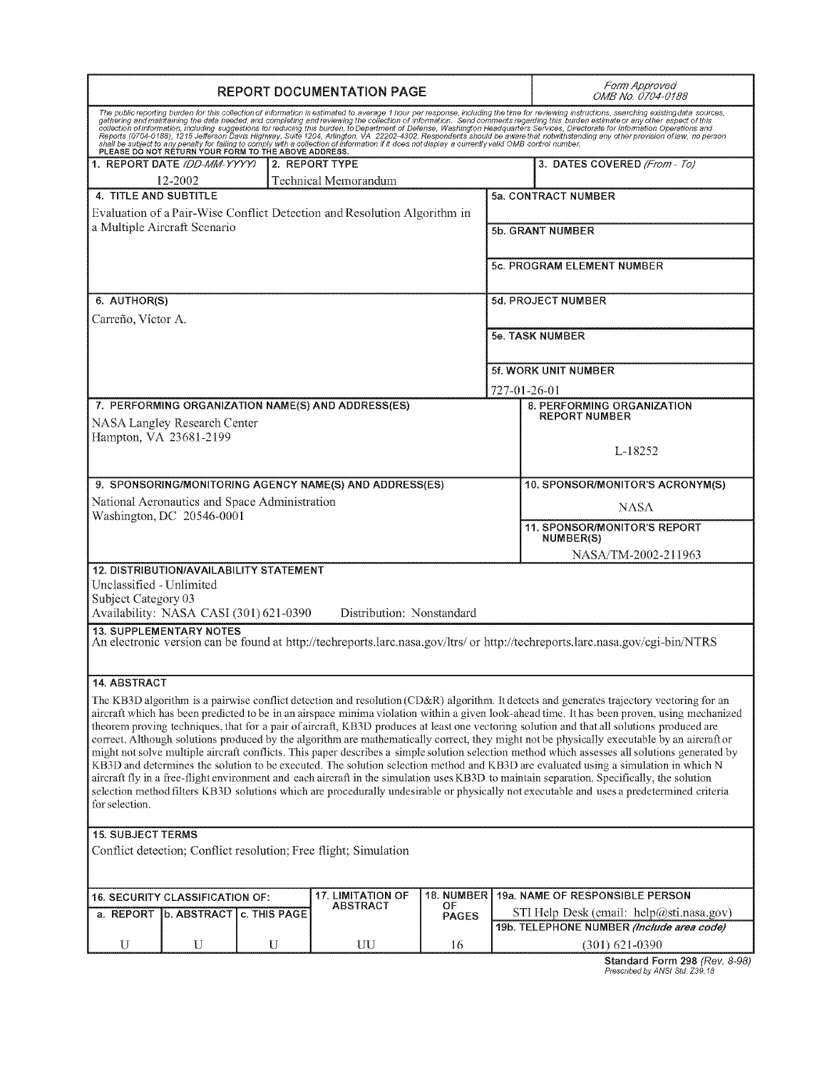# REPORT DOCUMENTATION PAGE

*Form Approved*
*OMB No. 0704-0188*

*The public reporting burden for this collection of information is estimated to average 1 hour per response, including the time for reviewing instructions, searching existing data sources, gathering and maintaining the data needed, and completing and reviewing the collection of information. Send comments regarding this burden estimate or any other aspect of this collection of information, including suggestions for reducing this burden, to Department of Defense, Washington Headquarters Services, Directorate for Information Operations and Reports (0704-0188), 1215 Jefferson Davis Highway, Suite 1204, Arlington, VA 22202-4302. Respondents should be aware that notwithstanding any other provision of law, no person shall be subject to any penalty for failing to comply with a collection of information if it does not display a currently valid OMB control number.*
**PLEASE DO NOT RETURN YOUR FORM TO THE ABOVE ADDRESS.**

| 1. REPORT DATE *(DD-MM-YYYY)* | 2. REPORT TYPE | 3. DATES COVERED *(From - To)* |
|---|---|---|
| 12-2002 | Technical Memorandum | |

**4. TITLE AND SUBTITLE**
Evaluation of a Pair-Wise Conflict Detection and Resolution Algorithm in a Multiple Aircraft Scenario

**5a. CONTRACT NUMBER**

**5b. GRANT NUMBER**

**5c. PROGRAM ELEMENT NUMBER**

**6. AUTHOR(S)**
Carreño, Víctor A.

**5d. PROJECT NUMBER**

**5e. TASK NUMBER**

**5f. WORK UNIT NUMBER**
727-01-26-01

**7. PERFORMING ORGANIZATION NAME(S) AND ADDRESS(ES)**
NASA Langley Research Center
Hampton, VA 23681-2199

**8. PERFORMING ORGANIZATION REPORT NUMBER**
L-18252

**9. SPONSORING/MONITORING AGENCY NAME(S) AND ADDRESS(ES)**
National Aeronautics and Space Administration
Washington, DC 20546-0001

**10. SPONSOR/MONITOR'S ACRONYM(S)**
NASA

**11. SPONSOR/MONITOR'S REPORT NUMBER(S)**
NASA/TM-2002-211963

**12. DISTRIBUTION/AVAILABILITY STATEMENT**
Unclassified - Unlimited
Subject Category 03
Availability: NASA CASI (301) 621-0390 Distribution: Nonstandard

**13. SUPPLEMENTARY NOTES**
An electronic version can be found at http://techreports.larc.nasa.gov/ltrs/ or http://techreports.larc.nasa.gov/cgi-bin/NTRS

**14. ABSTRACT**
The KB3D algorithm is a pairwise conflict detection and resolution (CD&R) algorithm. It detects and generates trajectory vectoring for an aircraft which has been predicted to be in an airspace minima violation within a given look-ahead time. It has been proven, using mechanized theorem proving techniques, that for a pair of aircraft, KB3D produces at least one vectoring solution and that all solutions produced are correct. Although solutions produced by the algorithm are mathematically correct, they might not be physically executable by an aircraft or might not solve multiple aircraft conflicts. This paper describes a simple solution selection method which assesses all solutions generated by KB3D and determines the solution to be executed. The solution selection method and KB3D are evaluated using a simulation in which N aircraft fly in a free-flight environment and each aircraft in the simulation uses KB3D to maintain separation. Specifically, the solution selection method filters KB3D solutions which are procedurally undesirable or physically not executable and uses a predetermined criteria for selection.

**15. SUBJECT TERMS**
Conflict detection; Conflict resolution; Free flight; Simulation

| 16. SECURITY CLASSIFICATION OF: a. REPORT | b. ABSTRACT | c. THIS PAGE | 17. LIMITATION OF ABSTRACT | 18. NUMBER OF PAGES | 19a. NAME OF RESPONSIBLE PERSON |
|---|---|---|---|---|---|
| | | | | | STI Help Desk (email: help@sti.nasa.gov) |
| | | | | | **19b. TELEPHONE NUMBER *(Include area code)*** |
| U | U | U | UU | 16 | (301) 621-0390 |

**Standard Form 298** *(Rev. 8-98)*
*Prescribed by ANSI Std. Z39.18*